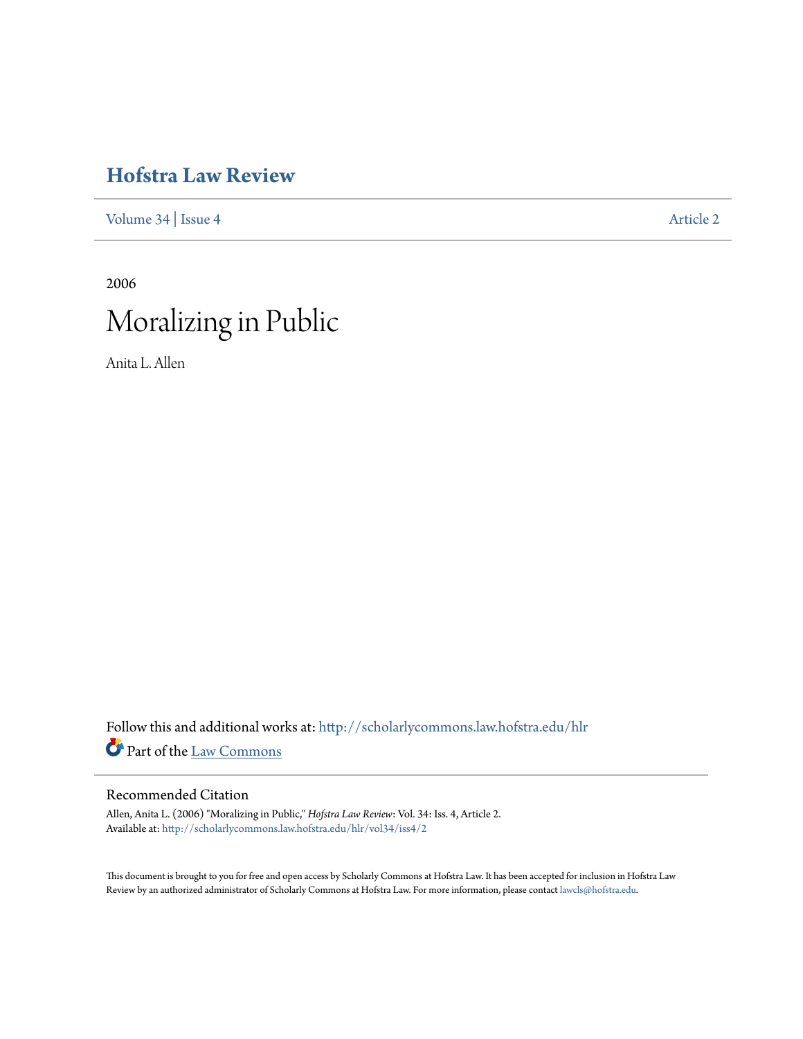# Hofstra Law Review

Volume 34 | Issue 4 Article 2

2006

# Moralizing in Public

Anita L. Allen

Follow this and additional works at: http://scholarlycommons.law.hofstra.edu/hlr

Part of the Law Commons

## Recommended Citation

Allen, Anita L. (2006) "Moralizing in Public," *Hofstra Law Review*: Vol. 34: Iss. 4, Article 2.
Available at: http://scholarlycommons.law.hofstra.edu/hlr/vol34/iss4/2

This document is brought to you for free and open access by Scholarly Commons at Hofstra Law. It has been accepted for inclusion in Hofstra Law Review by an authorized administrator of Scholarly Commons at Hofstra Law. For more information, please contact lawcls@hofstra.edu.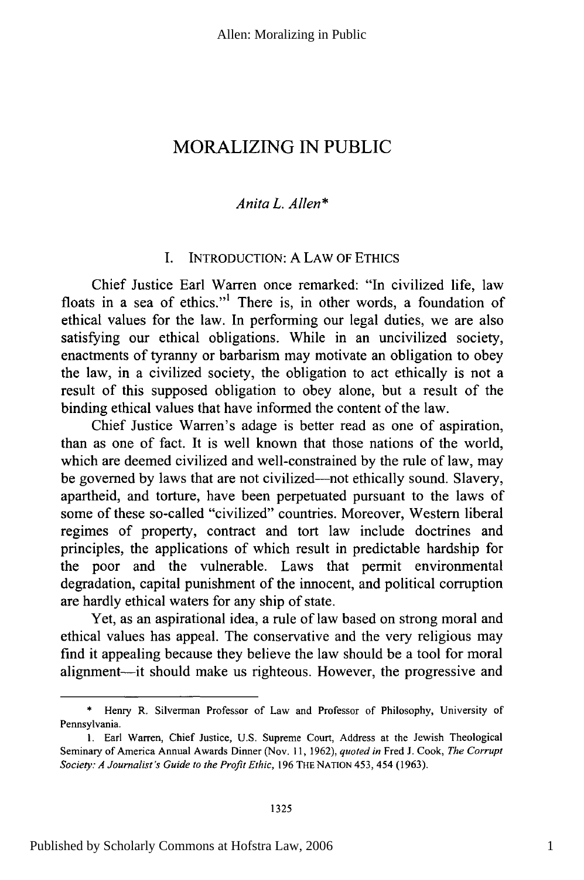# MORALIZING IN PUBLIC

*Anita L. Allen\**

## I. INTRODUCTION: A LAW OF ETHICS

Chief Justice Earl Warren once remarked: "In civilized life, law floats in a sea of ethics."[1] There is, in other words, a foundation of ethical values for the law. In performing our legal duties, we are also satisfying our ethical obligations. While in an uncivilized society, enactments of tyranny or barbarism may motivate an obligation to obey the law, in a civilized society, the obligation to act ethically is not a result of this supposed obligation to obey alone, but a result of the binding ethical values that have informed the content of the law.

Chief Justice Warren's adage is better read as one of aspiration, than as one of fact. It is well known that those nations of the world, which are deemed civilized and well-constrained by the rule of law, may be governed by laws that are not civilized—not ethically sound. Slavery, apartheid, and torture, have been perpetuated pursuant to the laws of some of these so-called "civilized" countries. Moreover, Western liberal regimes of property, contract and tort law include doctrines and principles, the applications of which result in predictable hardship for the poor and the vulnerable. Laws that permit environmental degradation, capital punishment of the innocent, and political corruption are hardly ethical waters for any ship of state.

Yet, as an aspirational idea, a rule of law based on strong moral and ethical values has appeal. The conservative and the very religious may find it appealing because they believe the law should be a tool for moral alignment—it should make us righteous. However, the progressive and

---

\* Henry R. Silverman Professor of Law and Professor of Philosophy, University of Pennsylvania.

1. Earl Warren, Chief Justice, U.S. Supreme Court, Address at the Jewish Theological Seminary of America Annual Awards Dinner (Nov. 11, 1962), *quoted in* Fred J. Cook, *The Corrupt Society: A Journalist's Guide to the Profit Ethic*, 196 THE NATION 453, 454 (1963).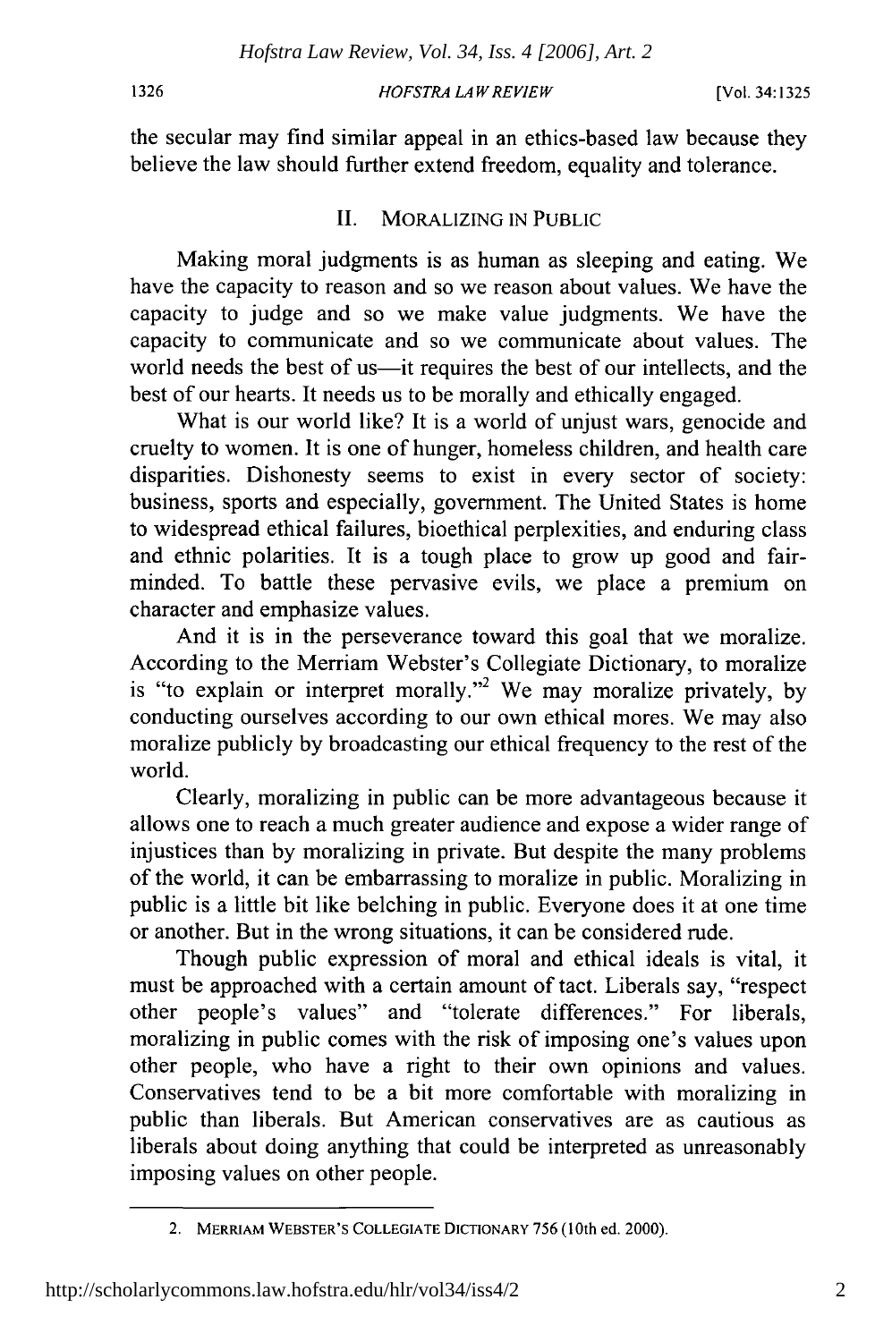the secular may find similar appeal in an ethics-based law because they believe the law should further extend freedom, equality and tolerance.

## II. MORALIZING IN PUBLIC

Making moral judgments is as human as sleeping and eating. We have the capacity to reason and so we reason about values. We have the capacity to judge and so we make value judgments. We have the capacity to communicate and so we communicate about values. The world needs the best of us—it requires the best of our intellects, and the best of our hearts. It needs us to be morally and ethically engaged.

What is our world like? It is a world of unjust wars, genocide and cruelty to women. It is one of hunger, homeless children, and health care disparities. Dishonesty seems to exist in every sector of society: business, sports and especially, government. The United States is home to widespread ethical failures, bioethical perplexities, and enduring class and ethnic polarities. It is a tough place to grow up good and fair-minded. To battle these pervasive evils, we place a premium on character and emphasize values.

And it is in the perseverance toward this goal that we moralize. According to the Merriam Webster's Collegiate Dictionary, to moralize is "to explain or interpret morally."[2] We may moralize privately, by conducting ourselves according to our own ethical mores. We may also moralize publicly by broadcasting our ethical frequency to the rest of the world.

Clearly, moralizing in public can be more advantageous because it allows one to reach a much greater audience and expose a wider range of injustices than by moralizing in private. But despite the many problems of the world, it can be embarrassing to moralize in public. Moralizing in public is a little bit like belching in public. Everyone does it at one time or another. But in the wrong situations, it can be considered rude.

Though public expression of moral and ethical ideals is vital, it must be approached with a certain amount of tact. Liberals say, "respect other people's values" and "tolerate differences." For liberals, moralizing in public comes with the risk of imposing one's values upon other people, who have a right to their own opinions and values. Conservatives tend to be a bit more comfortable with moralizing in public than liberals. But American conservatives are as cautious as liberals about doing anything that could be interpreted as unreasonably imposing values on other people.

---

2. MERRIAM WEBSTER'S COLLEGIATE DICTIONARY 756 (10th ed. 2000).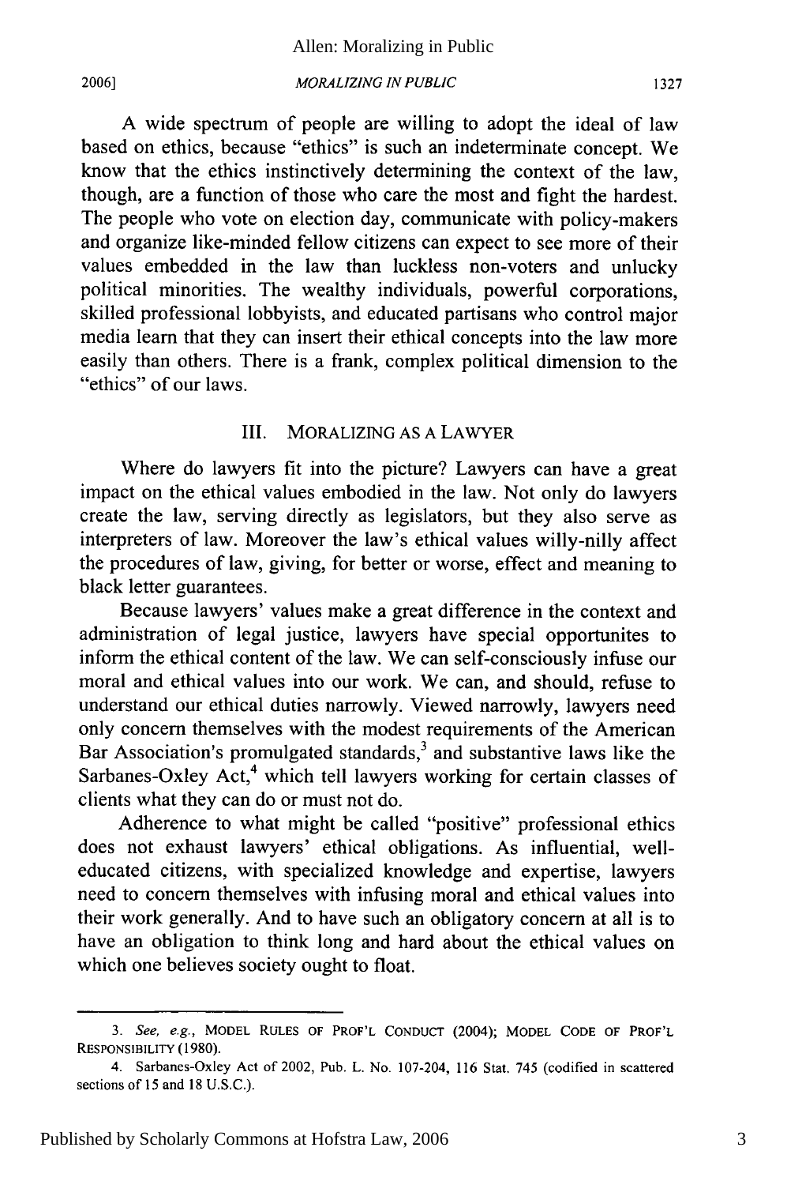A wide spectrum of people are willing to adopt the ideal of law based on ethics, because "ethics" is such an indeterminate concept. We know that the ethics instinctively determining the context of the law, though, are a function of those who care the most and fight the hardest. The people who vote on election day, communicate with policy-makers and organize like-minded fellow citizens can expect to see more of their values embedded in the law than luckless non-voters and unlucky political minorities. The wealthy individuals, powerful corporations, skilled professional lobbyists, and educated partisans who control major media learn that they can insert their ethical concepts into the law more easily than others. There is a frank, complex political dimension to the "ethics" of our laws.

## III. MORALIZING AS A LAWYER

Where do lawyers fit into the picture? Lawyers can have a great impact on the ethical values embodied in the law. Not only do lawyers create the law, serving directly as legislators, but they also serve as interpreters of law. Moreover the law's ethical values willy-nilly affect the procedures of law, giving, for better or worse, effect and meaning to black letter guarantees.

Because lawyers' values make a great difference in the context and administration of legal justice, lawyers have special opportunites to inform the ethical content of the law. We can self-consciously infuse our moral and ethical values into our work. We can, and should, refuse to understand our ethical duties narrowly. Viewed narrowly, lawyers need only concern themselves with the modest requirements of the American Bar Association's promulgated standards,[3] and substantive laws like the Sarbanes-Oxley Act,[4] which tell lawyers working for certain classes of clients what they can do or must not do.

Adherence to what might be called "positive" professional ethics does not exhaust lawyers' ethical obligations. As influential, well-educated citizens, with specialized knowledge and expertise, lawyers need to concern themselves with infusing moral and ethical values into their work generally. And to have such an obligatory concern at all is to have an obligation to think long and hard about the ethical values on which one believes society ought to float.

---

3. *See, e.g.*, MODEL RULES OF PROF'L CONDUCT (2004); MODEL CODE OF PROF'L RESPONSIBILITY (1980).

4. Sarbanes-Oxley Act of 2002, Pub. L. No. 107-204, 116 Stat. 745 (codified in scattered sections of 15 and 18 U.S.C.).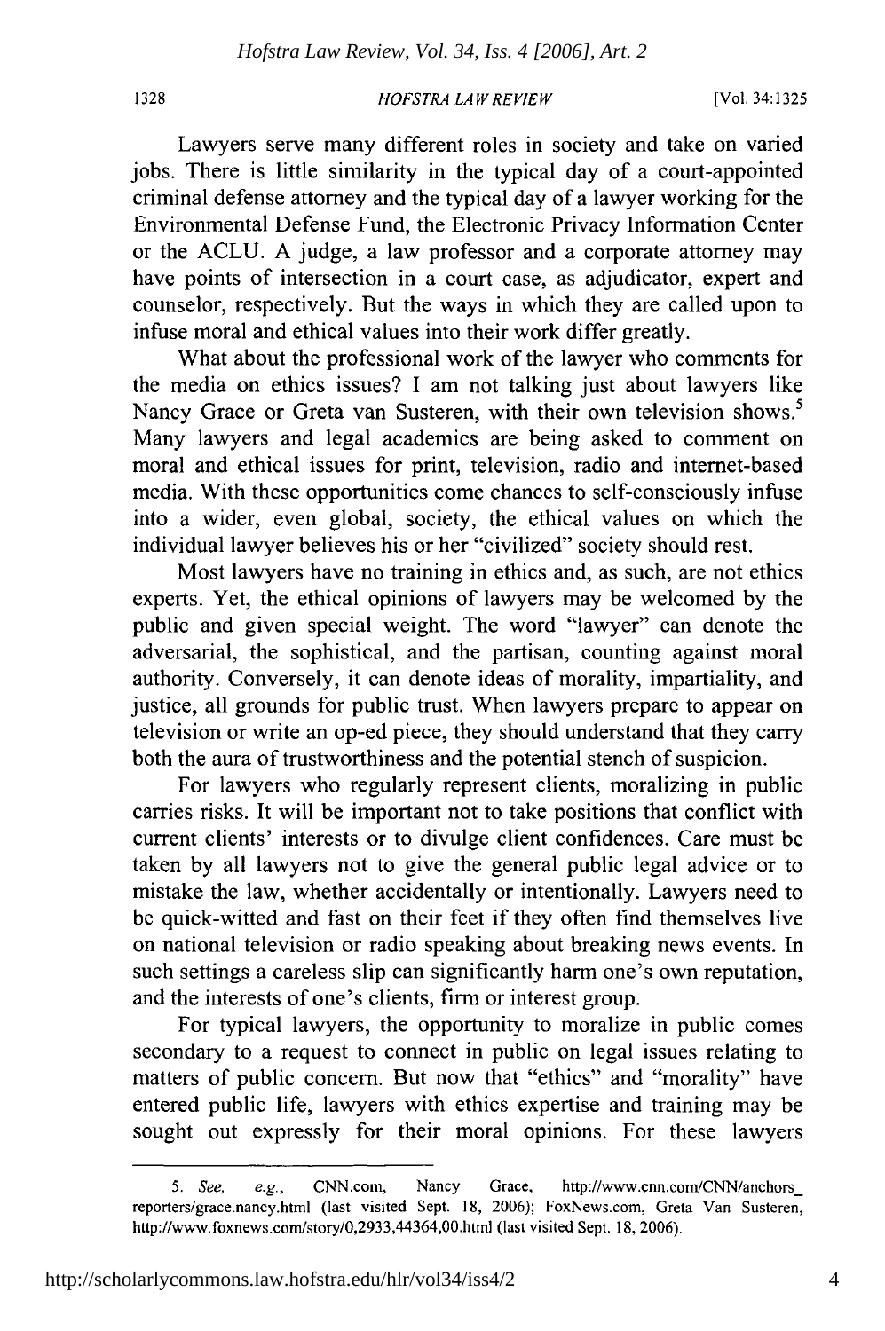Lawyers serve many different roles in society and take on varied jobs. There is little similarity in the typical day of a court-appointed criminal defense attorney and the typical day of a lawyer working for the Environmental Defense Fund, the Electronic Privacy Information Center or the ACLU. A judge, a law professor and a corporate attorney may have points of intersection in a court case, as adjudicator, expert and counselor, respectively. But the ways in which they are called upon to infuse moral and ethical values into their work differ greatly.

What about the professional work of the lawyer who comments for the media on ethics issues? I am not talking just about lawyers like Nancy Grace or Greta van Susteren, with their own television shows.[5] Many lawyers and legal academics are being asked to comment on moral and ethical issues for print, television, radio and internet-based media. With these opportunities come chances to self-consciously infuse into a wider, even global, society, the ethical values on which the individual lawyer believes his or her "civilized" society should rest.

Most lawyers have no training in ethics and, as such, are not ethics experts. Yet, the ethical opinions of lawyers may be welcomed by the public and given special weight. The word "lawyer" can denote the adversarial, the sophistical, and the partisan, counting against moral authority. Conversely, it can denote ideas of morality, impartiality, and justice, all grounds for public trust. When lawyers prepare to appear on television or write an op-ed piece, they should understand that they carry both the aura of trustworthiness and the potential stench of suspicion.

For lawyers who regularly represent clients, moralizing in public carries risks. It will be important not to take positions that conflict with current clients' interests or to divulge client confidences. Care must be taken by all lawyers not to give the general public legal advice or to mistake the law, whether accidentally or intentionally. Lawyers need to be quick-witted and fast on their feet if they often find themselves live on national television or radio speaking about breaking news events. In such settings a careless slip can significantly harm one's own reputation, and the interests of one's clients, firm or interest group.

For typical lawyers, the opportunity to moralize in public comes secondary to a request to connect in public on legal issues relating to matters of public concern. But now that "ethics" and "morality" have entered public life, lawyers with ethics expertise and training may be sought out expressly for their moral opinions. For these lawyers

---

5. *See, e.g.*, CNN.com, Nancy Grace, http://www.cnn.com/CNN/anchors_reporters/grace.nancy.html (last visited Sept. 18, 2006); FoxNews.com, Greta Van Susteren, http://www.foxnews.com/story/0,2933,44364,00.html (last visited Sept. 18, 2006).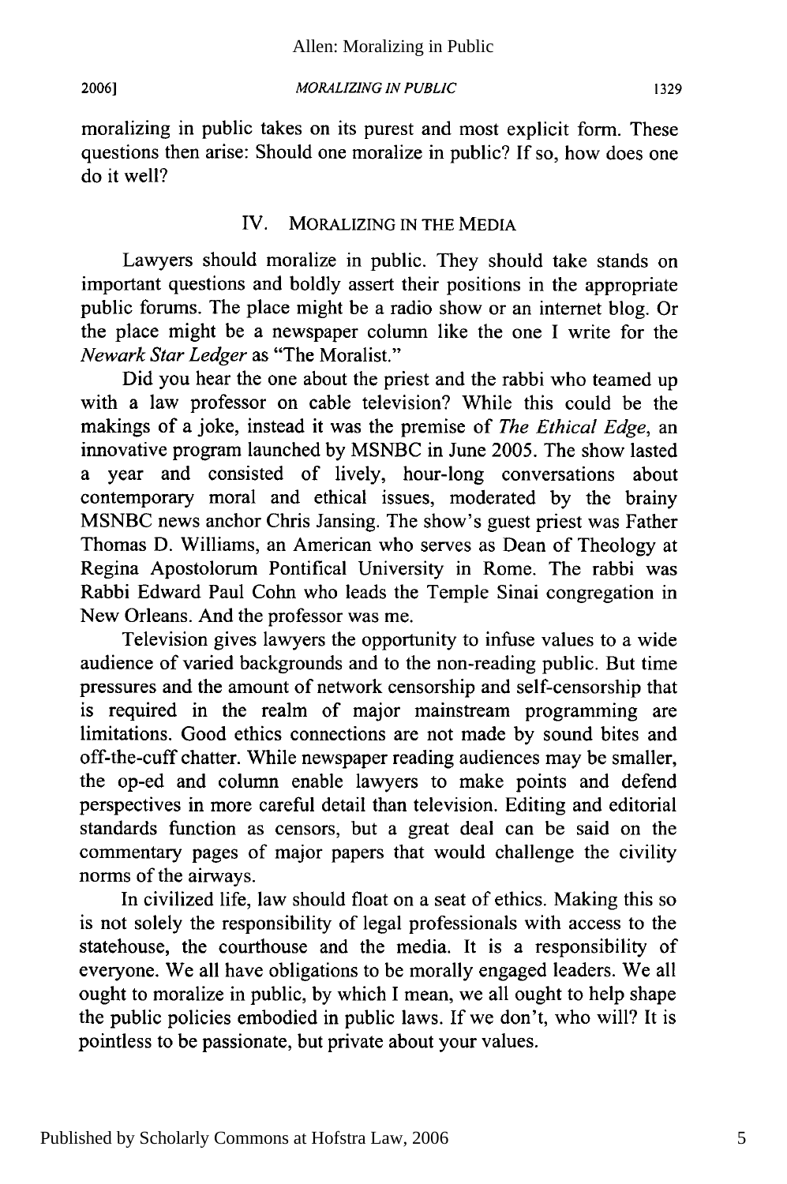moralizing in public takes on its purest and most explicit form. These questions then arise: Should one moralize in public? If so, how does one do it well?

## IV. MORALIZING IN THE MEDIA

Lawyers should moralize in public. They should take stands on important questions and boldly assert their positions in the appropriate public forums. The place might be a radio show or an internet blog. Or the place might be a newspaper column like the one I write for the *Newark Star Ledger* as "The Moralist."

Did you hear the one about the priest and the rabbi who teamed up with a law professor on cable television? While this could be the makings of a joke, instead it was the premise of *The Ethical Edge*, an innovative program launched by MSNBC in June 2005. The show lasted a year and consisted of lively, hour-long conversations about contemporary moral and ethical issues, moderated by the brainy MSNBC news anchor Chris Jansing. The show's guest priest was Father Thomas D. Williams, an American who serves as Dean of Theology at Regina Apostolorum Pontifical University in Rome. The rabbi was Rabbi Edward Paul Cohn who leads the Temple Sinai congregation in New Orleans. And the professor was me.

Television gives lawyers the opportunity to infuse values to a wide audience of varied backgrounds and to the non-reading public. But time pressures and the amount of network censorship and self-censorship that is required in the realm of major mainstream programming are limitations. Good ethics connections are not made by sound bites and off-the-cuff chatter. While newspaper reading audiences may be smaller, the op-ed and column enable lawyers to make points and defend perspectives in more careful detail than television. Editing and editorial standards function as censors, but a great deal can be said on the commentary pages of major papers that would challenge the civility norms of the airways.

In civilized life, law should float on a seat of ethics. Making this so is not solely the responsibility of legal professionals with access to the statehouse, the courthouse and the media. It is a responsibility of everyone. We all have obligations to be morally engaged leaders. We all ought to moralize in public, by which I mean, we all ought to help shape the public policies embodied in public laws. If we don't, who will? It is pointless to be passionate, but private about your values.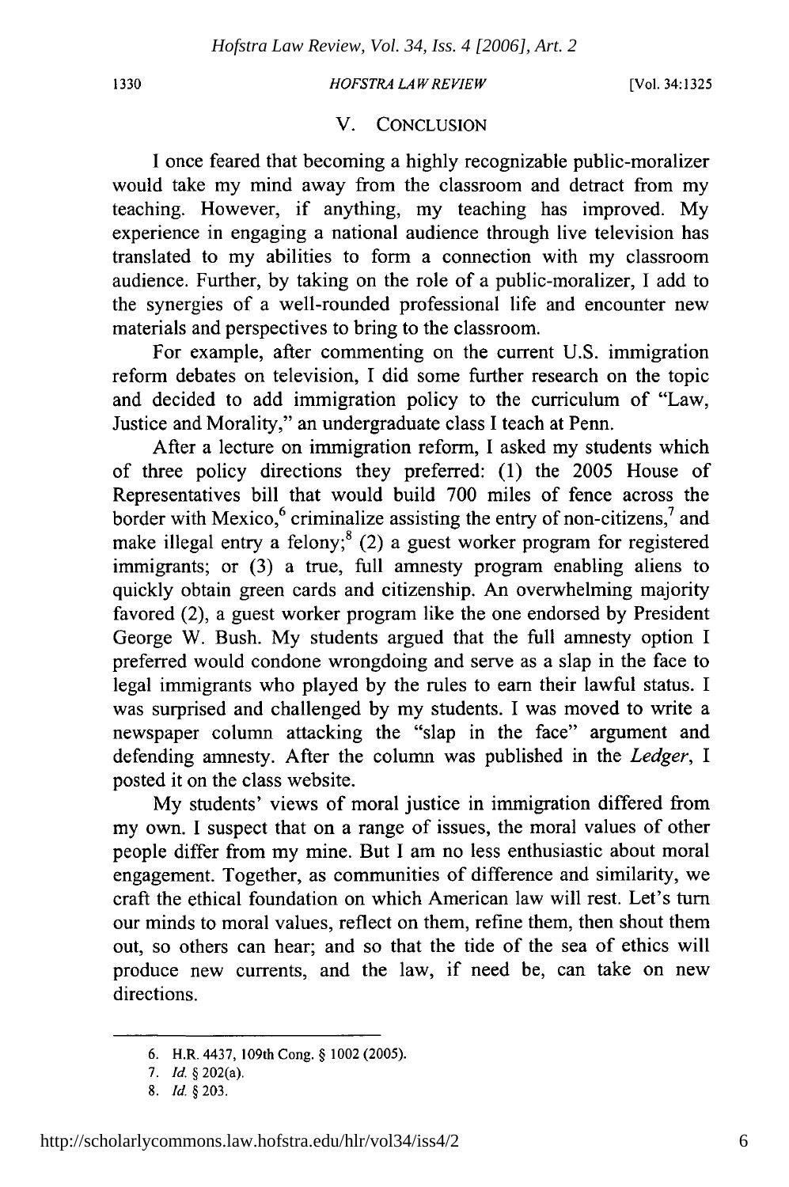## V. CONCLUSION

I once feared that becoming a highly recognizable public-moralizer would take my mind away from the classroom and detract from my teaching. However, if anything, my teaching has improved. My experience in engaging a national audience through live television has translated to my abilities to form a connection with my classroom audience. Further, by taking on the role of a public-moralizer, I add to the synergies of a well-rounded professional life and encounter new materials and perspectives to bring to the classroom.

For example, after commenting on the current U.S. immigration reform debates on television, I did some further research on the topic and decided to add immigration policy to the curriculum of "Law, Justice and Morality," an undergraduate class I teach at Penn.

After a lecture on immigration reform, I asked my students which of three policy directions they preferred: (1) the 2005 House of Representatives bill that would build 700 miles of fence across the border with Mexico,[6] criminalize assisting the entry of non-citizens,[7] and make illegal entry a felony;[8] (2) a guest worker program for registered immigrants; or (3) a true, full amnesty program enabling aliens to quickly obtain green cards and citizenship. An overwhelming majority favored (2), a guest worker program like the one endorsed by President George W. Bush. My students argued that the full amnesty option I preferred would condone wrongdoing and serve as a slap in the face to legal immigrants who played by the rules to earn their lawful status. I was surprised and challenged by my students. I was moved to write a newspaper column attacking the "slap in the face" argument and defending amnesty. After the column was published in the *Ledger*, I posted it on the class website.

My students' views of moral justice in immigration differed from my own. I suspect that on a range of issues, the moral values of other people differ from my mine. But I am no less enthusiastic about moral engagement. Together, as communities of difference and similarity, we craft the ethical foundation on which American law will rest. Let's turn our minds to moral values, reflect on them, refine them, then shout them out, so others can hear; and so that the tide of the sea of ethics will produce new currents, and the law, if need be, can take on new directions.

---

6. H.R. 4437, 109th Cong. § 1002 (2005).

7. *Id.* § 202(a).

8. *Id.* § 203.